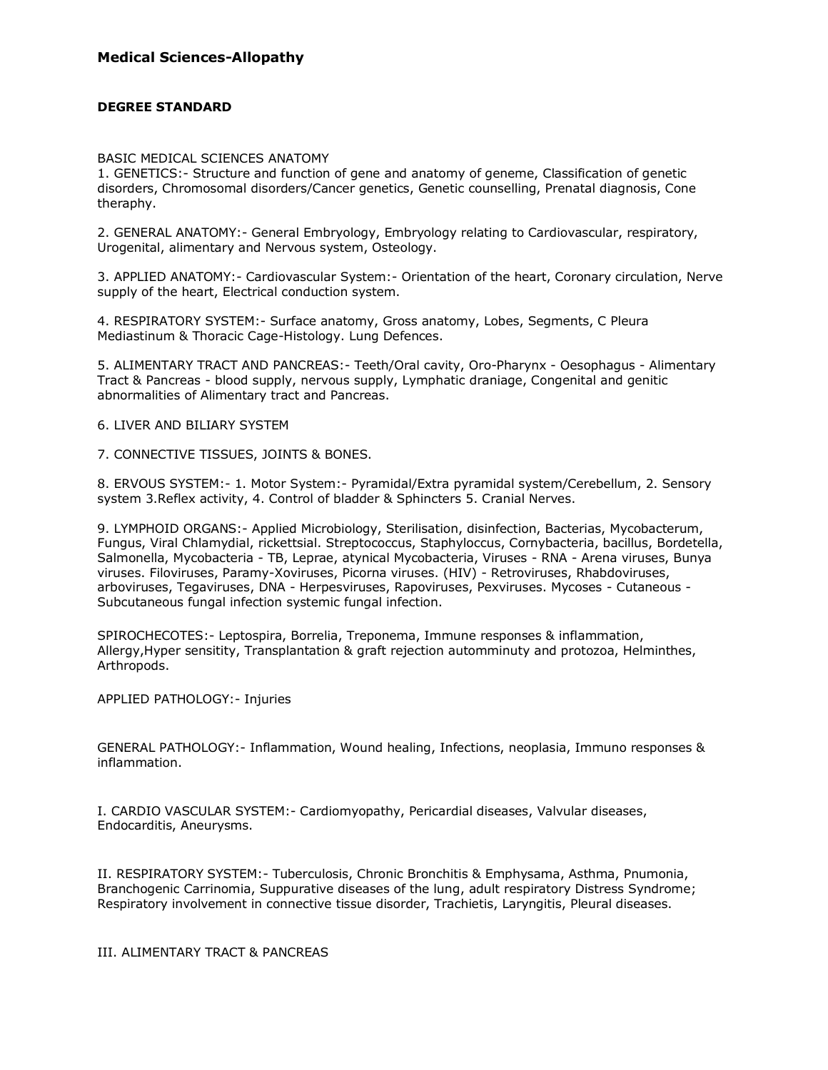# Medical Sciences-Allopathy

## DEGREE STANDARD

BASIC MEDICAL SCIENCES ANATOMY

1. GENETICS:- Structure and function of gene and anatomy of geneme, Classification of genetic disorders, Chromosomal disorders/Cancer genetics, Genetic counselling, Prenatal diagnosis, Cone theraphy.

2. GENERAL ANATOMY:- General Embryology, Embryology relating to Cardiovascular, respiratory, Urogenital, alimentary and Nervous system, Osteology.

3. APPLIED ANATOMY:- Cardiovascular System:- Orientation of the heart, Coronary circulation, Nerve supply of the heart, Electrical conduction system.

4. RESPIRATORY SYSTEM:- Surface anatomy, Gross anatomy, Lobes, Segments, C Pleura Mediastinum & Thoracic Cage-Histology. Lung Defences.

5. ALIMENTARY TRACT AND PANCREAS:- Teeth/Oral cavity, Oro-Pharynx - Oesophagus - Alimentary Tract & Pancreas - blood supply, nervous supply, Lymphatic draniage, Congenital and genitic abnormalities of Alimentary tract and Pancreas.

6. LIVER AND BILIARY SYSTEM

7. CONNECTIVE TISSUES, JOINTS & BONES.

8. ERVOUS SYSTEM:- 1. Motor System:- Pyramidal/Extra pyramidal system/Cerebellum, 2. Sensory system 3.Reflex activity, 4. Control of bladder & Sphincters 5. Cranial Nerves.

9. LYMPHOID ORGANS:- Applied Microbiology, Sterilisation, disinfection, Bacterias, Mycobacterum, Fungus, Viral Chlamydial, rickettsial. Streptococcus, Staphyloccus, Cornybacteria, bacillus, Bordetella, Salmonella, Mycobacteria - TB, Leprae, atynical Mycobacteria, Viruses - RNA - Arena viruses, Bunya viruses. Filoviruses, Paramy-Xoviruses, Picorna viruses. (HIV) - Retroviruses, Rhabdoviruses, arboviruses, Tegaviruses, DNA - Herpesviruses, Rapoviruses, Pexviruses. Mycoses - Cutaneous - Subcutaneous fungal infection systemic fungal infection.

SPIROCHECOTES:- Leptospira, Borrelia, Treponema, Immune responses & inflammation, Allergy,Hyper sensitity, Transplantation & graft rejection automminuty and protozoa, Helminthes, Arthropods.

APPLIED PATHOLOGY:- Injuries

GENERAL PATHOLOGY:- Inflammation, Wound healing, Infections, neoplasia, Immuno responses & inflammation.

I. CARDIO VASCULAR SYSTEM:- Cardiomyopathy, Pericardial diseases, Valvular diseases, Endocarditis, Aneurysms.

II. RESPIRATORY SYSTEM:- Tuberculosis, Chronic Bronchitis & Emphysama, Asthma, Pnumonia, Branchogenic Carrinomia, Suppurative diseases of the lung, adult respiratory Distress Syndrome; Respiratory involvement in connective tissue disorder, Trachietis, Laryngitis, Pleural diseases.

III. ALIMENTARY TRACT & PANCREAS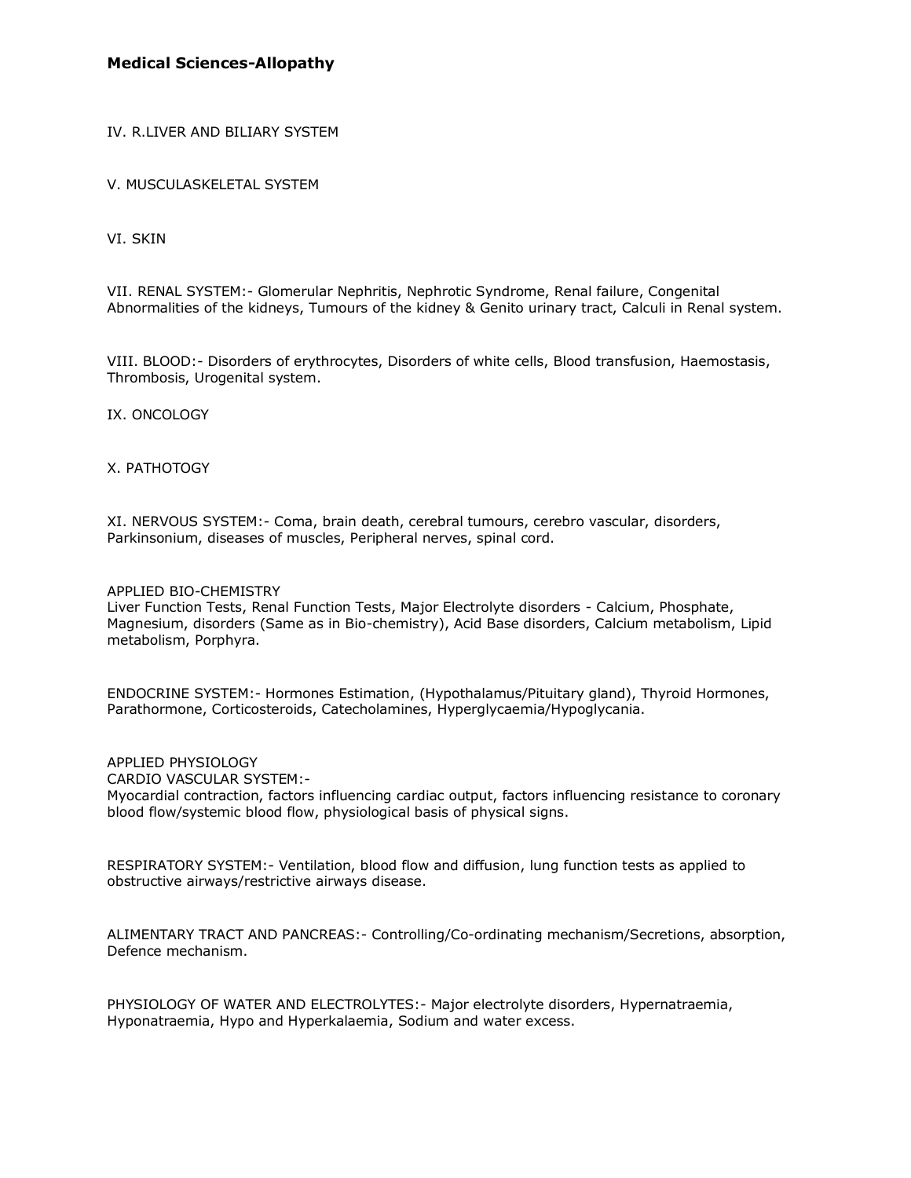# Medical Sciences-Allopathy

IV. R.LIVER AND BILIARY SYSTEM

V. MUSCULASKELETAL SYSTEM

VI. SKIN

VII. RENAL SYSTEM:- Glomerular Nephritis, Nephrotic Syndrome, Renal failure, Congenital Abnormalities of the kidneys, Tumours of the kidney & Genito urinary tract, Calculi in Renal system.

VIII. BLOOD:- Disorders of erythrocytes, Disorders of white cells, Blood transfusion, Haemostasis, Thrombosis, Urogenital system.

IX. ONCOLOGY

X. PATHOTOGY

XI. NERVOUS SYSTEM:- Coma, brain death, cerebral tumours, cerebro vascular, disorders, Parkinsonium, diseases of muscles, Peripheral nerves, spinal cord.

APPLIED BIO-CHEMISTRY
Liver Function Tests, Renal Function Tests, Major Electrolyte disorders - Calcium, Phosphate, Magnesium, disorders (Same as in Bio-chemistry), Acid Base disorders, Calcium metabolism, Lipid metabolism, Porphyra.

ENDOCRINE SYSTEM:- Hormones Estimation, (Hypothalamus/Pituitary gland), Thyroid Hormones, Parathormone, Corticosteroids, Catecholamines, Hyperglycaemia/Hypoglycania.

APPLIED PHYSIOLOGY
CARDIO VASCULAR SYSTEM:-
Myocardial contraction, factors influencing cardiac output, factors influencing resistance to coronary blood flow/systemic blood flow, physiological basis of physical signs.

RESPIRATORY SYSTEM:- Ventilation, blood flow and diffusion, lung function tests as applied to obstructive airways/restrictive airways disease.

ALIMENTARY TRACT AND PANCREAS:- Controlling/Co-ordinating mechanism/Secretions, absorption, Defence mechanism.

PHYSIOLOGY OF WATER AND ELECTROLYTES:- Major electrolyte disorders, Hypernatraemia, Hyponatraemia, Hypo and Hyperkalaemia, Sodium and water excess.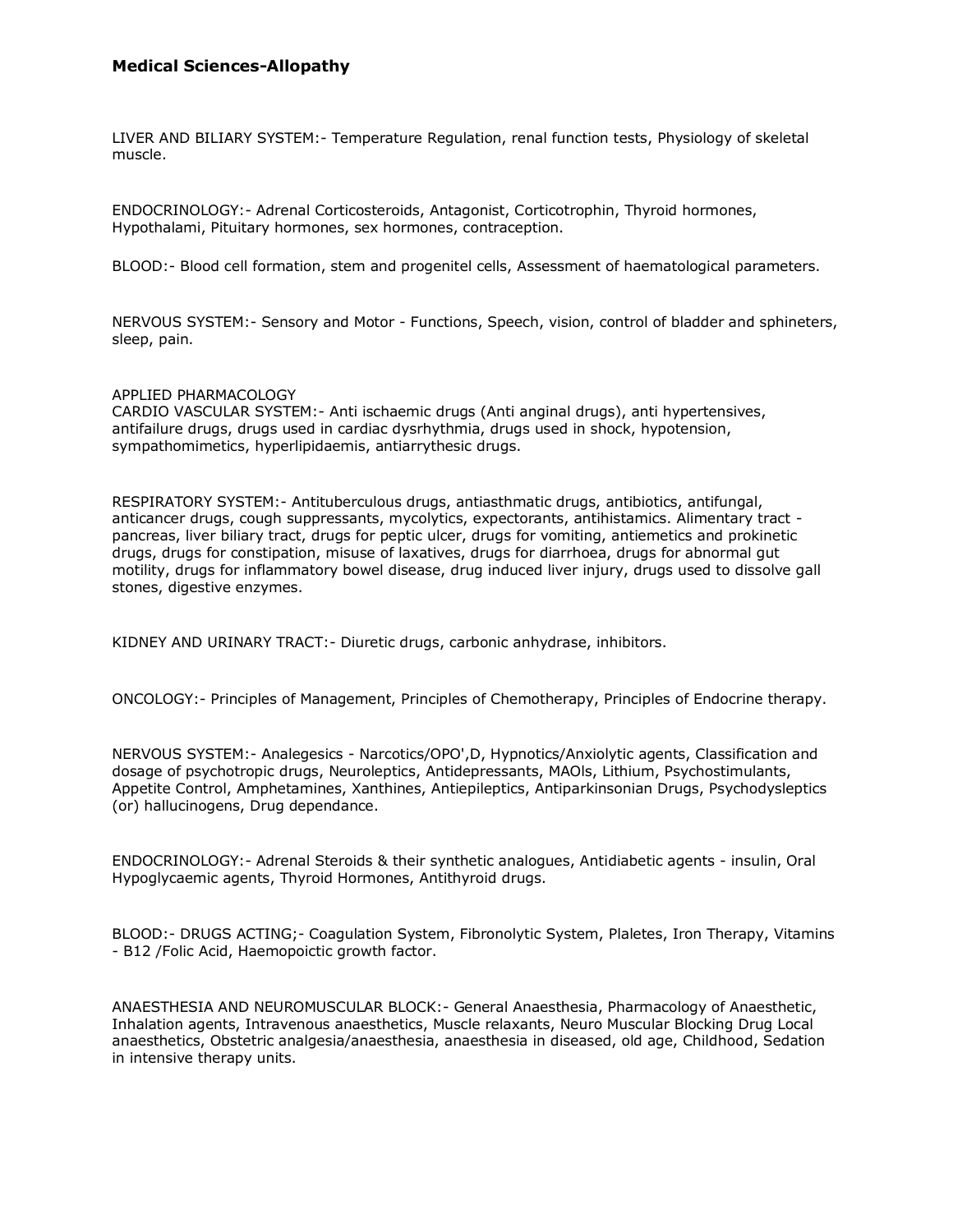**Medical Sciences-Allopathy**

LIVER AND BILIARY SYSTEM:- Temperature Regulation, renal function tests, Physiology of skeletal muscle.

ENDOCRINOLOGY:- Adrenal Corticosteroids, Antagonist, Corticotrophin, Thyroid hormones, Hypothalami, Pituitary hormones, sex hormones, contraception.

BLOOD:- Blood cell formation, stem and progenitel cells, Assessment of haematological parameters.

NERVOUS SYSTEM:- Sensory and Motor - Functions, Speech, vision, control of bladder and sphineters, sleep, pain.

APPLIED PHARMACOLOGY

CARDIO VASCULAR SYSTEM:- Anti ischaemic drugs (Anti anginal drugs), anti hypertensives, antifailure drugs, drugs used in cardiac dysrhythmia, drugs used in shock, hypotension, sympathomimetics, hyperlipidaemis, antiarrythesic drugs.

RESPIRATORY SYSTEM:- Antituberculous drugs, antiasthmatic drugs, antibiotics, antifungal, anticancer drugs, cough suppressants, mycolytics, expectorants, antihistamics. Alimentary tract - pancreas, liver biliary tract, drugs for peptic ulcer, drugs for vomiting, antiemetics and prokinetic drugs, drugs for constipation, misuse of laxatives, drugs for diarrhoea, drugs for abnormal gut motility, drugs for inflammatory bowel disease, drug induced liver injury, drugs used to dissolve gall stones, digestive enzymes.

KIDNEY AND URINARY TRACT:- Diuretic drugs, carbonic anhydrase, inhibitors.

ONCOLOGY:- Principles of Management, Principles of Chemotherapy, Principles of Endocrine therapy.

NERVOUS SYSTEM:- Analegesics - Narcotics/OPO',D, Hypnotics/Anxiolytic agents, Classification and dosage of psychotropic drugs, Neuroleptics, Antidepressants, MAOIs, Lithium, Psychostimulants, Appetite Control, Amphetamines, Xanthines, Antiepileptics, Antiparkinsonian Drugs, Psychodysleptics (or) hallucinogens, Drug dependance.

ENDOCRINOLOGY:- Adrenal Steroids & their synthetic analogues, Antidiabetic agents - insulin, Oral Hypoglycaemic agents, Thyroid Hormones, Antithyroid drugs.

BLOOD:- DRUGS ACTING;- Coagulation System, Fibronolytic System, Plaletes, Iron Therapy, Vitamins - B12 /Folic Acid, Haemopoictic growth factor.

ANAESTHESIA AND NEUROMUSCULAR BLOCK:- General Anaesthesia, Pharmacology of Anaesthetic, Inhalation agents, Intravenous anaesthetics, Muscle relaxants, Neuro Muscular Blocking Drug Local anaesthetics, Obstetric analgesia/anaesthesia, anaesthesia in diseased, old age, Childhood, Sedation in intensive therapy units.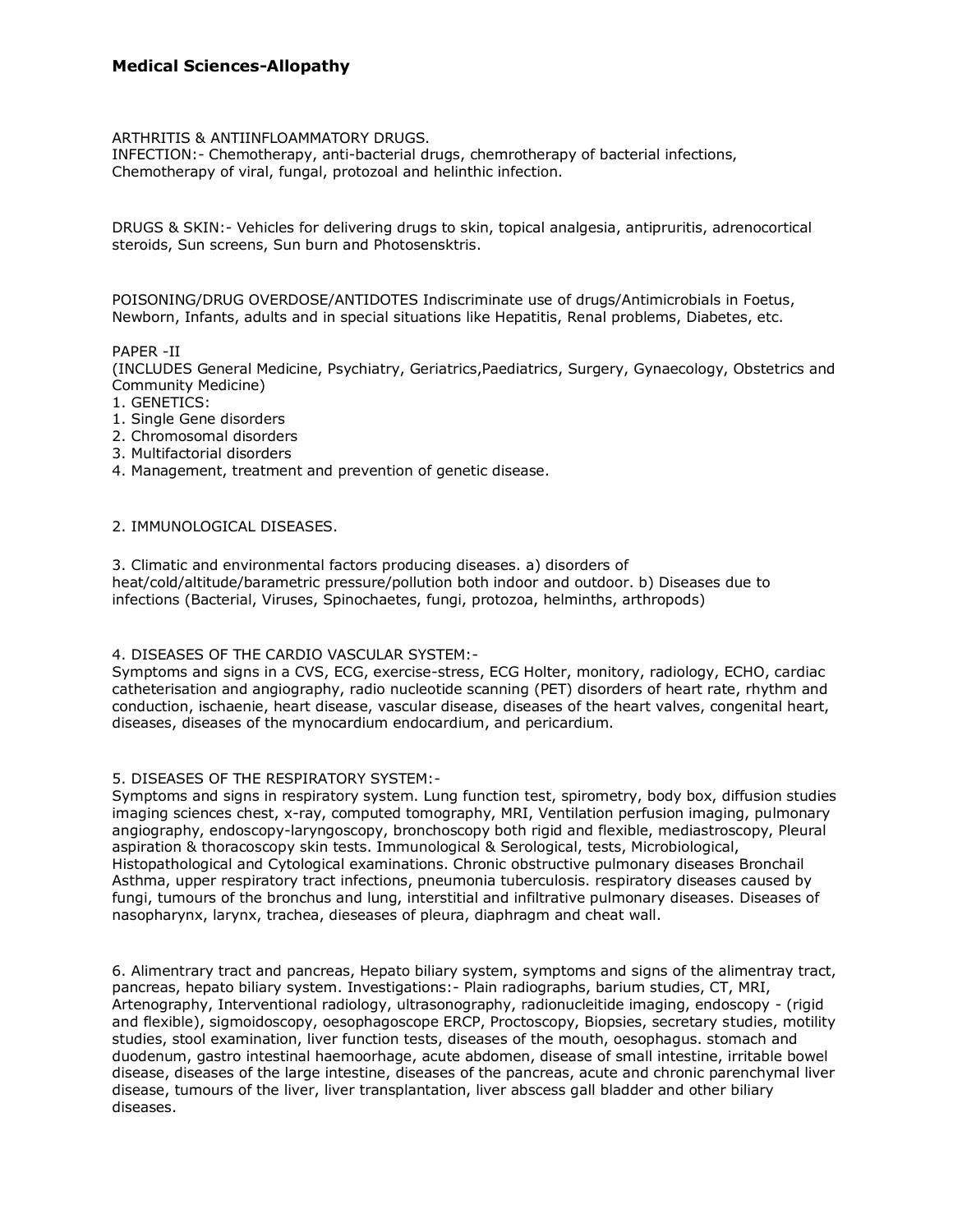## Medical Sciences-Allopathy

ARTHRITIS & ANTIINFLOAMMATORY DRUGS.
INFECTION:- Chemotherapy, anti-bacterial drugs, chemrotherapy of bacterial infections, Chemotherapy of viral, fungal, protozoal and helinthic infection.

DRUGS & SKIN:- Vehicles for delivering drugs to skin, topical analgesia, antipruritis, adrenocortical steroids, Sun screens, Sun burn and Photosensktris.

POISONING/DRUG OVERDOSE/ANTIDOTES Indiscriminate use of drugs/Antimicrobials in Foetus, Newborn, Infants, adults and in special situations like Hepatitis, Renal problems, Diabetes, etc.

PAPER -II
(INCLUDES General Medicine, Psychiatry, Geriatrics,Paediatrics, Surgery, Gynaecology, Obstetrics and Community Medicine)

1. GENETICS:
1. Single Gene disorders
2. Chromosomal disorders
3. Multifactorial disorders
4. Management, treatment and prevention of genetic disease.

2. IMMUNOLOGICAL DISEASES.

3. Climatic and environmental factors producing diseases. a) disorders of heat/cold/altitude/barametric pressure/pollution both indoor and outdoor. b) Diseases due to infections (Bacterial, Viruses, Spinochaetes, fungi, protozoa, helminths, arthropods)

4. DISEASES OF THE CARDIO VASCULAR SYSTEM:-
Symptoms and signs in a CVS, ECG, exercise-stress, ECG Holter, monitory, radiology, ECHO, cardiac catheterisation and angiography, radio nucleotide scanning (PET) disorders of heart rate, rhythm and conduction, ischaenie, heart disease, vascular disease, diseases of the heart valves, congenital heart, diseases, diseases of the mynocardium endocardium, and pericardium.

5. DISEASES OF THE RESPIRATORY SYSTEM:-
Symptoms and signs in respiratory system. Lung function test, spirometry, body box, diffusion studies imaging sciences chest, x-ray, computed tomography, MRI, Ventilation perfusion imaging, pulmonary angiography, endoscopy-laryngoscopy, bronchoscopy both rigid and flexible, mediastroscopy, Pleural aspiration & thoracoscopy skin tests. Immunological & Serological, tests, Microbiological, Histopathological and Cytological examinations. Chronic obstructive pulmonary diseases Bronchail Asthma, upper respiratory tract infections, pneumonia tuberculosis. respiratory diseases caused by fungi, tumours of the bronchus and lung, interstitial and infiltrative pulmonary diseases. Diseases of nasopharynx, larynx, trachea, dieseases of pleura, diaphragm and cheat wall.

6. Alimentrary tract and pancreas, Hepato biliary system, symptoms and signs of the alimentray tract, pancreas, hepato biliary system. Investigations:- Plain radiographs, barium studies, CT, MRI, Artenography, Interventional radiology, ultrasonography, radionucleitide imaging, endoscopy - (rigid and flexible), sigmoidoscopy, oesophagoscope ERCP, Proctoscopy, Biopsies, secretary studies, motility studies, stool examination, liver function tests, diseases of the mouth, oesophagus. stomach and duodenum, gastro intestinal haemoorhage, acute abdomen, disease of small intestine, irritable bowel disease, diseases of the large intestine, diseases of the pancreas, acute and chronic parenchymal liver disease, tumours of the liver, liver transplantation, liver abscess gall bladder and other biliary diseases.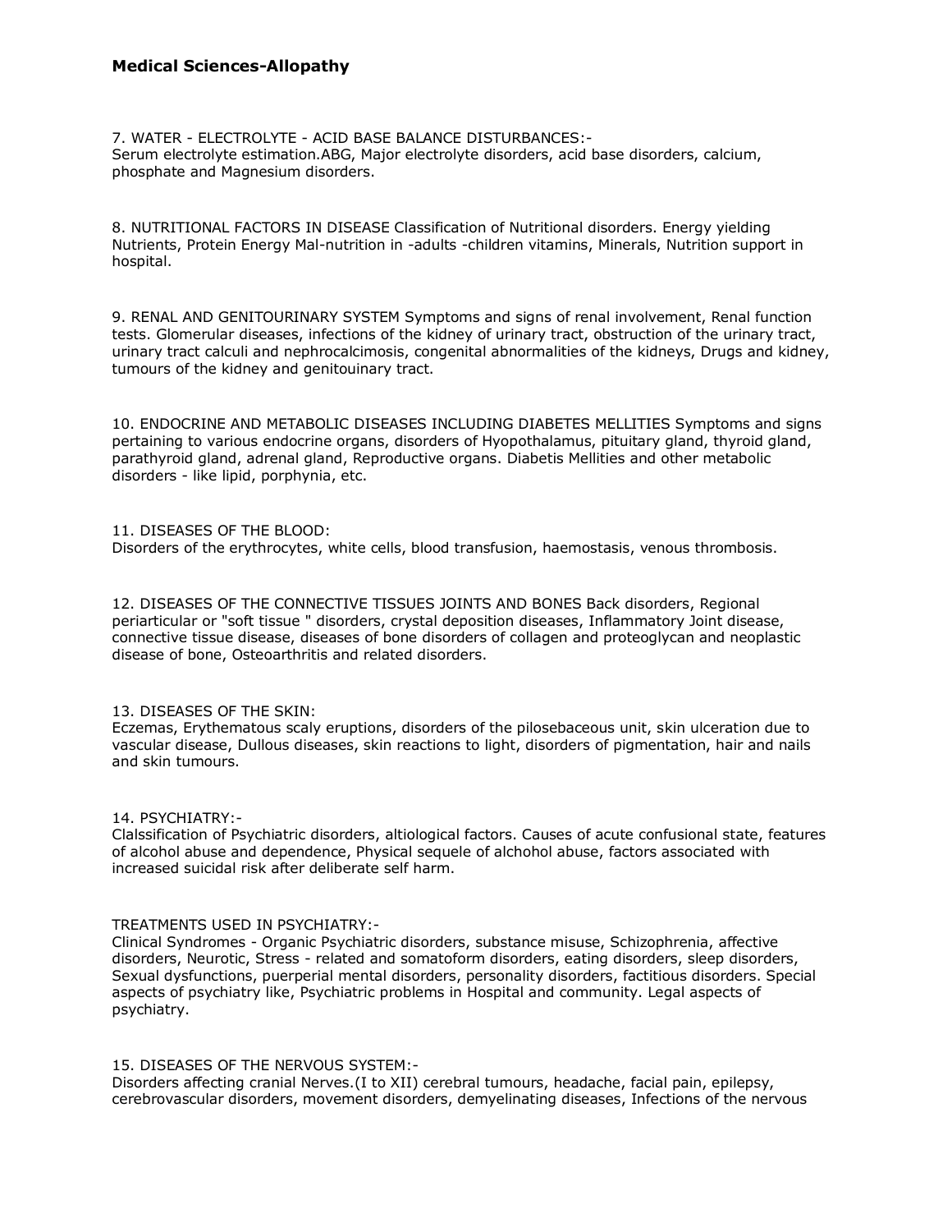**Medical Sciences-Allopathy**

7. WATER - ELECTROLYTE - ACID BASE BALANCE DISTURBANCES:-
Serum electrolyte estimation.ABG, Major electrolyte disorders, acid base disorders, calcium, phosphate and Magnesium disorders.

8. NUTRITIONAL FACTORS IN DISEASE Classification of Nutritional disorders. Energy yielding Nutrients, Protein Energy Mal-nutrition in -adults -children vitamins, Minerals, Nutrition support in hospital.

9. RENAL AND GENITOURINARY SYSTEM Symptoms and signs of renal involvement, Renal function tests. Glomerular diseases, infections of the kidney of urinary tract, obstruction of the urinary tract, urinary tract calculi and nephrocalcimosis, congenital abnormalities of the kidneys, Drugs and kidney, tumours of the kidney and genitouinary tract.

10. ENDOCRINE AND METABOLIC DISEASES INCLUDING DIABETES MELLITIES Symptoms and signs pertaining to various endocrine organs, disorders of Hyopothalamus, pituitary gland, thyroid gland, parathyroid gland, adrenal gland, Reproductive organs. Diabetis Mellities and other metabolic disorders - like lipid, porphynia, etc.

11. DISEASES OF THE BLOOD:
Disorders of the erythrocytes, white cells, blood transfusion, haemostasis, venous thrombosis.

12. DISEASES OF THE CONNECTIVE TISSUES JOINTS AND BONES Back disorders, Regional periarticular or "soft tissue " disorders, crystal deposition diseases, Inflammatory Joint disease, connective tissue disease, diseases of bone disorders of collagen and proteoglycan and neoplastic disease of bone, Osteoarthritis and related disorders.

13. DISEASES OF THE SKIN:
Eczemas, Erythematous scaly eruptions, disorders of the pilosebaceous unit, skin ulceration due to vascular disease, Dullous diseases, skin reactions to light, disorders of pigmentation, hair and nails and skin tumours.

14. PSYCHIATRY:-
Clalssification of Psychiatric disorders, altiological factors. Causes of acute confusional state, features of alcohol abuse and dependence, Physical sequele of alchohol abuse, factors associated with increased suicidal risk after deliberate self harm.

TREATMENTS USED IN PSYCHIATRY:-
Clinical Syndromes - Organic Psychiatric disorders, substance misuse, Schizophrenia, affective disorders, Neurotic, Stress - related and somatoform disorders, eating disorders, sleep disorders, Sexual dysfunctions, puerperial mental disorders, personality disorders, factitious disorders. Special aspects of psychiatry like, Psychiatric problems in Hospital and community. Legal aspects of psychiatry.

15. DISEASES OF THE NERVOUS SYSTEM:-
Disorders affecting cranial Nerves.(I to XII) cerebral tumours, headache, facial pain, epilepsy, cerebrovascular disorders, movement disorders, demyelinating diseases, Infections of the nervous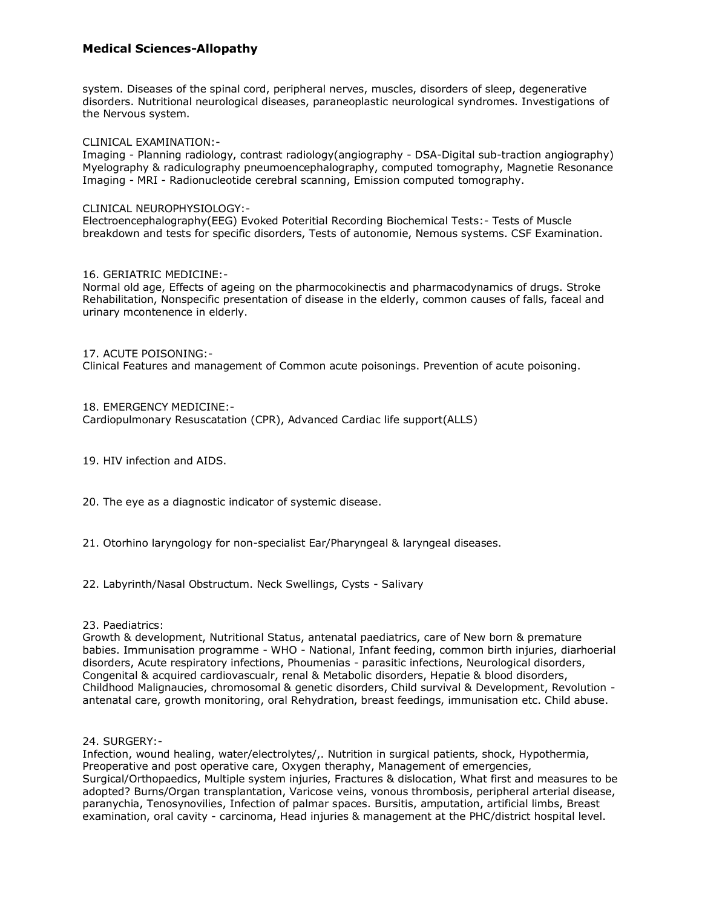system. Diseases of the spinal cord, peripheral nerves, muscles, disorders of sleep, degenerative disorders. Nutritional neurological diseases, paraneoplastic neurological syndromes. Investigations of the Nervous system.

CLINICAL EXAMINATION:-
Imaging - Planning radiology, contrast radiology(angiography - DSA-Digital sub-traction angiography) Myelography & radiculography pneumoencephalography, computed tomography, Magnetie Resonance Imaging - MRI - Radionucleotide cerebral scanning, Emission computed tomography.

CLINICAL NEUROPHYSIOLOGY:-
Electroencephalography(EEG) Evoked Poteritial Recording Biochemical Tests:- Tests of Muscle breakdown and tests for specific disorders, Tests of autonomie, Nemous systems. CSF Examination.

16. GERIATRIC MEDICINE:-
Normal old age, Effects of ageing on the pharmocokinectis and pharmacodynamics of drugs. Stroke Rehabilitation, Nonspecific presentation of disease in the elderly, common causes of falls, faceal and urinary mcontenence in elderly.

17. ACUTE POISONING:-
Clinical Features and management of Common acute poisonings. Prevention of acute poisoning.

18. EMERGENCY MEDICINE:-
Cardiopulmonary Resuscatation (CPR), Advanced Cardiac life support(ALLS)

19. HIV infection and AIDS.

20. The eye as a diagnostic indicator of systemic disease.

21. Otorhino laryngology for non-specialist Ear/Pharyngeal & laryngeal diseases.

22. Labyrinth/Nasal Obstructum. Neck Swellings, Cysts - Salivary

23. Paediatrics:
Growth & development, Nutritional Status, antenatal paediatrics, care of New born & premature babies. Immunisation programme - WHO - National, Infant feeding, common birth injuries, diarhoerial disorders, Acute respiratory infections, Phoumenias - parasitic infections, Neurological disorders, Congenital & acquired cardiovascualr, renal & Metabolic disorders, Hepatie & blood disorders, Childhood Malignaucies, chromosomal & genetic disorders, Child survival & Development, Revolution - antenatal care, growth monitoring, oral Rehydration, breast feedings, immunisation etc. Child abuse.

24. SURGERY:-
Infection, wound healing, water/electrolytes/,. Nutrition in surgical patients, shock, Hypothermia, Preoperative and post operative care, Oxygen theraphy, Management of emergencies, Surgical/Orthopaedics, Multiple system injuries, Fractures & dislocation, What first and measures to be adopted? Burns/Organ transplantation, Varicose veins, vonous thrombosis, peripheral arterial disease, paranychia, Tenosynovilies, Infection of palmar spaces. Bursitis, amputation, artificial limbs, Breast examination, oral cavity - carcinoma, Head injuries & management at the PHC/district hospital level.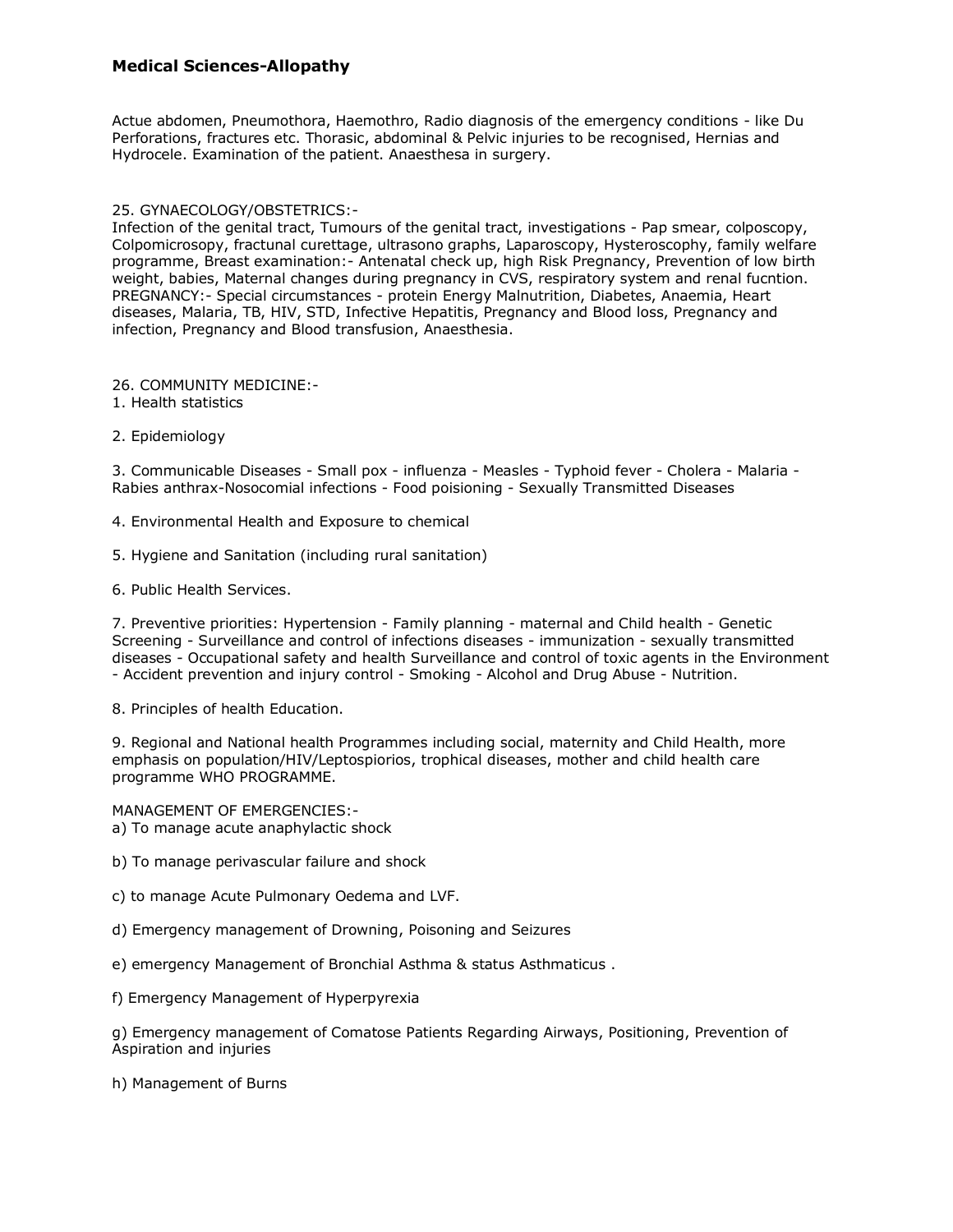Actue abdomen, Pneumothora, Haemothro, Radio diagnosis of the emergency conditions - like Du Perforations, fractures etc. Thorasic, abdominal & Pelvic injuries to be recognised, Hernias and Hydrocele. Examination of the patient. Anaesthesa in surgery.

25. GYNAECOLOGY/OBSTETRICS:-
Infection of the genital tract, Tumours of the genital tract, investigations - Pap smear, colposcopy, Colpomicrosopy, fractunal curettage, ultrasono graphs, Laparoscopy, Hysteroscophy, family welfare programme, Breast examination:- Antenatal check up, high Risk Pregnancy, Prevention of low birth weight, babies, Maternal changes during pregnancy in CVS, respiratory system and renal fucntion. PREGNANCY:- Special circumstances - protein Energy Malnutrition, Diabetes, Anaemia, Heart diseases, Malaria, TB, HIV, STD, Infective Hepatitis, Pregnancy and Blood loss, Pregnancy and infection, Pregnancy and Blood transfusion, Anaesthesia.

26. COMMUNITY MEDICINE:-

1. Health statistics

2. Epidemiology

3. Communicable Diseases - Small pox - influenza - Measles - Typhoid fever - Cholera - Malaria - Rabies anthrax-Nosocomial infections - Food poisioning - Sexually Transmitted Diseases

4. Environmental Health and Exposure to chemical

5. Hygiene and Sanitation (including rural sanitation)

6. Public Health Services.

7. Preventive priorities: Hypertension - Family planning - maternal and Child health - Genetic Screening - Surveillance and control of infections diseases - immunization - sexually transmitted diseases - Occupational safety and health Surveillance and control of toxic agents in the Environment - Accident prevention and injury control - Smoking - Alcohol and Drug Abuse - Nutrition.

8. Principles of health Education.

9. Regional and National health Programmes including social, maternity and Child Health, more emphasis on population/HIV/Leptospiorios, trophical diseases, mother and child health care programme WHO PROGRAMME.

MANAGEMENT OF EMERGENCIES:-

a) To manage acute anaphylactic shock

b) To manage perivascular failure and shock

c) to manage Acute Pulmonary Oedema and LVF.

d) Emergency management of Drowning, Poisoning and Seizures

e) emergency Management of Bronchial Asthma & status Asthmaticus .

f) Emergency Management of Hyperpyrexia

g) Emergency management of Comatose Patients Regarding Airways, Positioning, Prevention of Aspiration and injuries

h) Management of Burns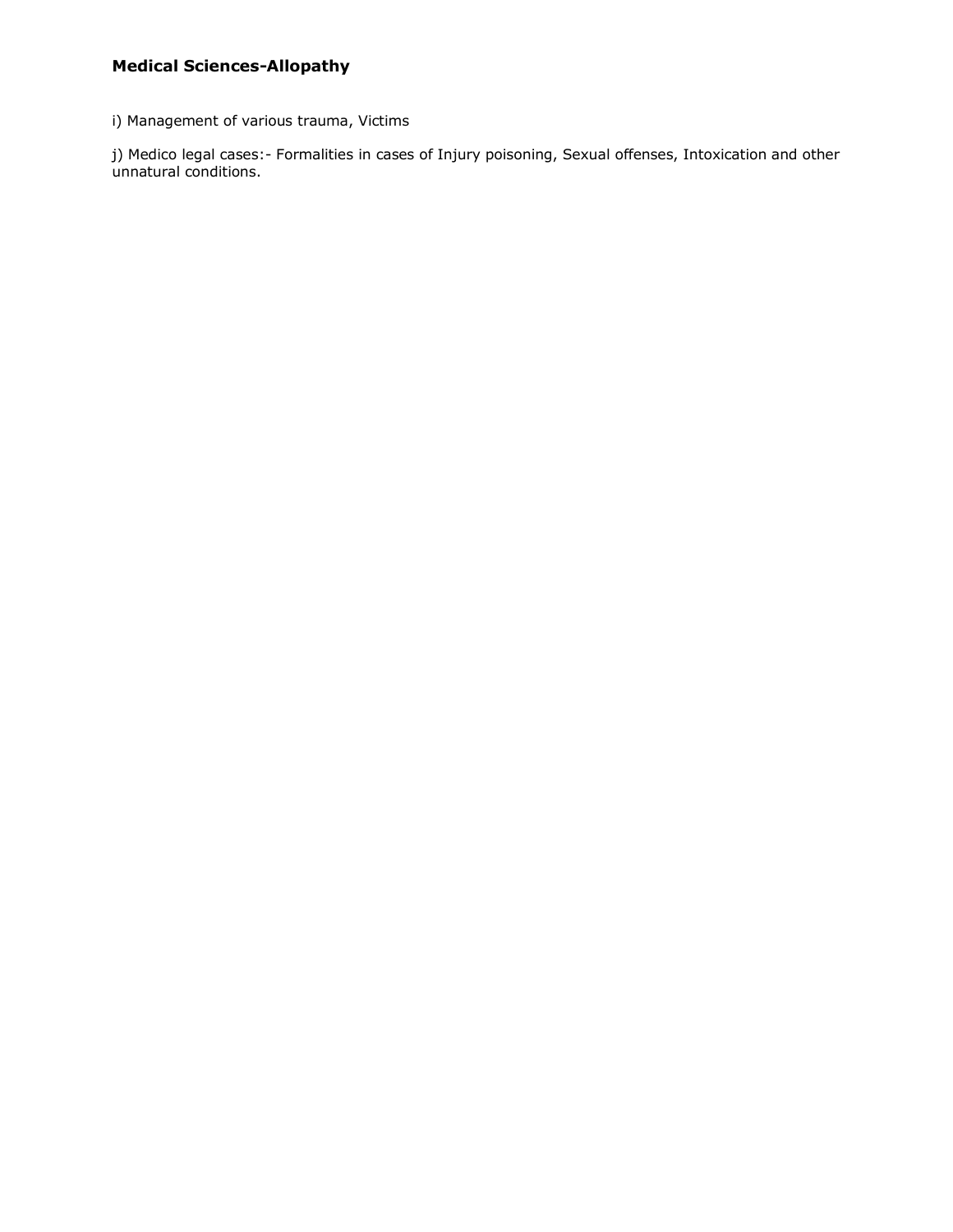**Medical Sciences-Allopathy**

i) Management of various trauma, Victims

j) Medico legal cases:- Formalities in cases of Injury poisoning, Sexual offenses, Intoxication and other unnatural conditions.